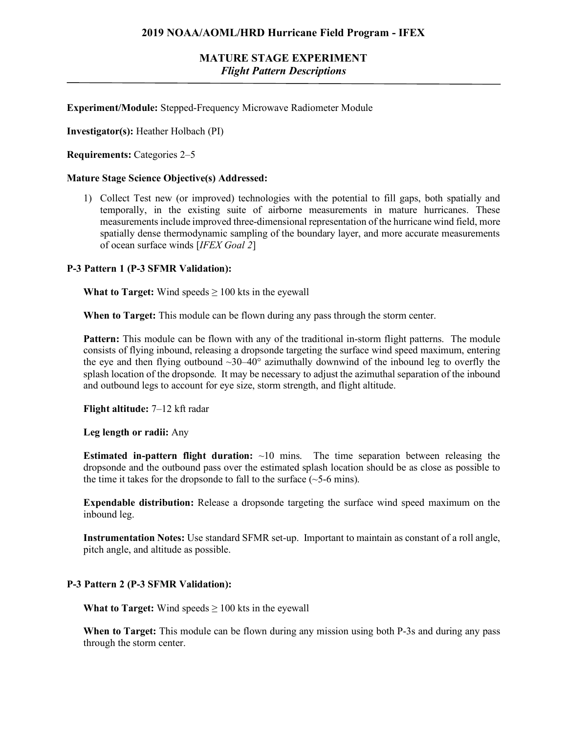# 2019 NOAA/AOML/HRD Hurricane Field Program - IFEX

## MATURE STAGE EXPERIMENT
### *Flight Pattern Descriptions*

---

**Experiment/Module:** Stepped-Frequency Microwave Radiometer Module

**Investigator(s):** Heather Holbach (PI)

**Requirements:** Categories 2–5

**Mature Stage Science Objective(s) Addressed:**

1) Collect Test new (or improved) technologies with the potential to fill gaps, both spatially and temporally, in the existing suite of airborne measurements in mature hurricanes. These measurements include improved three-dimensional representation of the hurricane wind field, more spatially dense thermodynamic sampling of the boundary layer, and more accurate measurements of ocean surface winds [*IFEX Goal 2*]

**P-3 Pattern 1 (P-3 SFMR Validation):**

**What to Target:** Wind speeds ≥ 100 kts in the eyewall

**When to Target:** This module can be flown during any pass through the storm center.

**Pattern:** This module can be flown with any of the traditional in-storm flight patterns. The module consists of flying inbound, releasing a dropsonde targeting the surface wind speed maximum, entering the eye and then flying outbound ~30–40° azimuthally downwind of the inbound leg to overfly the splash location of the dropsonde. It may be necessary to adjust the azimuthal separation of the inbound and outbound legs to account for eye size, storm strength, and flight altitude.

**Flight altitude:** 7–12 kft radar

**Leg length or radii:** Any

**Estimated in-pattern flight duration:** ~10 mins. The time separation between releasing the dropsonde and the outbound pass over the estimated splash location should be as close as possible to the time it takes for the dropsonde to fall to the surface (~5-6 mins).

**Expendable distribution:** Release a dropsonde targeting the surface wind speed maximum on the inbound leg.

**Instrumentation Notes:** Use standard SFMR set-up. Important to maintain as constant of a roll angle, pitch angle, and altitude as possible.

**P-3 Pattern 2 (P-3 SFMR Validation):**

**What to Target:** Wind speeds ≥ 100 kts in the eyewall

**When to Target:** This module can be flown during any mission using both P-3s and during any pass through the storm center.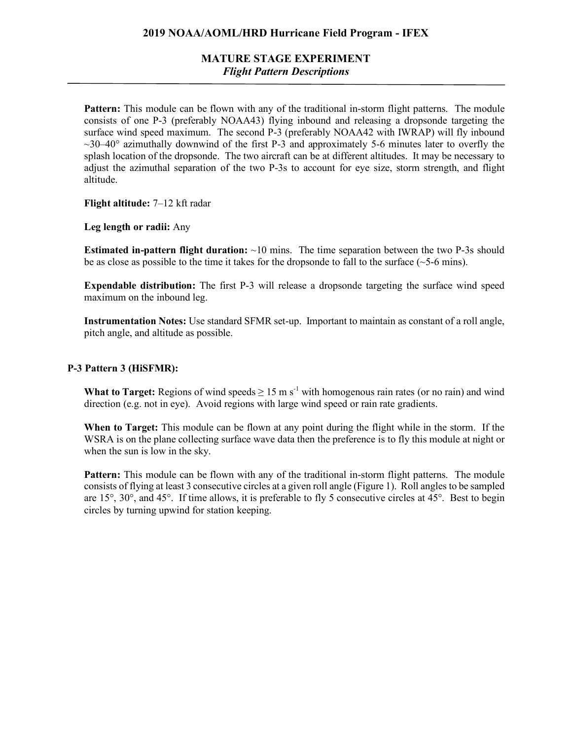**Pattern:** This module can be flown with any of the traditional in-storm flight patterns. The module consists of one P-3 (preferably NOAA43) flying inbound and releasing a dropsonde targeting the surface wind speed maximum. The second P-3 (preferably NOAA42 with IWRAP) will fly inbound ~30–40° azimuthally downwind of the first P-3 and approximately 5-6 minutes later to overfly the splash location of the dropsonde. The two aircraft can be at different altitudes. It may be necessary to adjust the azimuthal separation of the two P-3s to account for eye size, storm strength, and flight altitude.

**Flight altitude:** 7–12 kft radar

**Leg length or radii:** Any

**Estimated in-pattern flight duration:** ~10 mins. The time separation between the two P-3s should be as close as possible to the time it takes for the dropsonde to fall to the surface (~5-6 mins).

**Expendable distribution:** The first P-3 will release a dropsonde targeting the surface wind speed maximum on the inbound leg.

**Instrumentation Notes:** Use standard SFMR set-up. Important to maintain as constant of a roll angle, pitch angle, and altitude as possible.

### P-3 Pattern 3 (HiSFMR):

**What to Target:** Regions of wind speeds ≥ 15 m $s^{-1}$ with homogenous rain rates (or no rain) and wind direction (e.g. not in eye). Avoid regions with large wind speed or rain rate gradients.

**When to Target:** This module can be flown at any point during the flight while in the storm. If the WSRA is on the plane collecting surface wave data then the preference is to fly this module at night or when the sun is low in the sky.

**Pattern:** This module can be flown with any of the traditional in-storm flight patterns. The module consists of flying at least 3 consecutive circles at a given roll angle (Figure 1). Roll angles to be sampled are 15°, 30°, and 45°. If time allows, it is preferable to fly 5 consecutive circles at 45°. Best to begin circles by turning upwind for station keeping.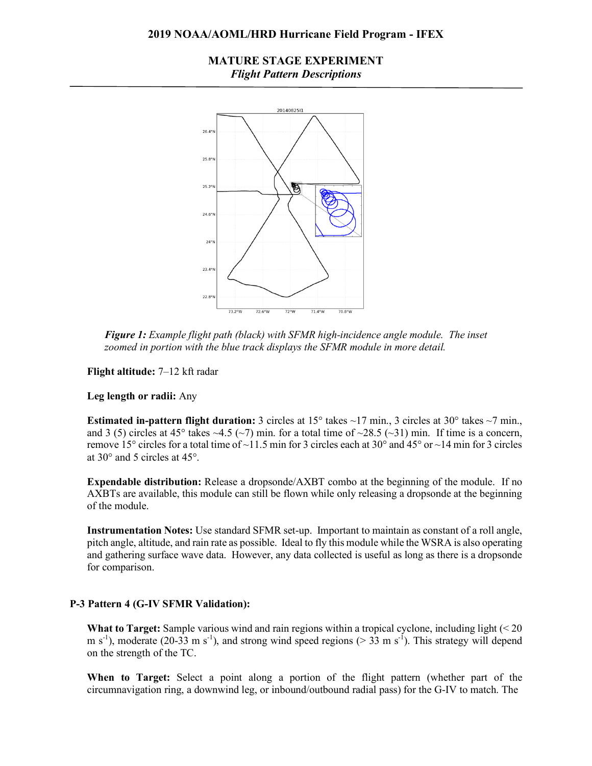# MATURE STAGE EXPERIMENT

*Flight Pattern Descriptions*

*Figure 1: Example flight path (black) with SFMR high-incidence angle module. The inset zoomed in portion with the blue track displays the SFMR module in more detail.*

**Flight altitude:** 7–12 kft radar

**Leg length or radii:** Any

**Estimated in-pattern flight duration:** 3 circles at 15° takes ~17 min., 3 circles at 30° takes ~7 min., and 3 (5) circles at 45° takes ~4.5 (~7) min. for a total time of ~28.5 (~31) min. If time is a concern, remove 15° circles for a total time of ~11.5 min for 3 circles each at 30° and 45° or ~14 min for 3 circles at 30° and 5 circles at 45°.

**Expendable distribution:** Release a dropsonde/AXBT combo at the beginning of the module. If no AXBTs are available, this module can still be flown while only releasing a dropsonde at the beginning of the module.

**Instrumentation Notes:** Use standard SFMR set-up. Important to maintain as constant of a roll angle, pitch angle, altitude, and rain rate as possible. Ideal to fly this module while the WSRA is also operating and gathering surface wave data. However, any data collected is useful as long as there is a dropsonde for comparison.

## P-3 Pattern 4 (G-IV SFMR Validation):

**What to Target:** Sample various wind and rain regions within a tropical cyclone, including light (< 20 m s$^{-1}$), moderate (20-33 m s$^{-1}$), and strong wind speed regions (> 33 m s$^{-1}$). This strategy will depend on the strength of the TC.

**When to Target:** Select a point along a portion of the flight pattern (whether part of the circumnavigation ring, a downwind leg, or inbound/outbound radial pass) for the G-IV to match. The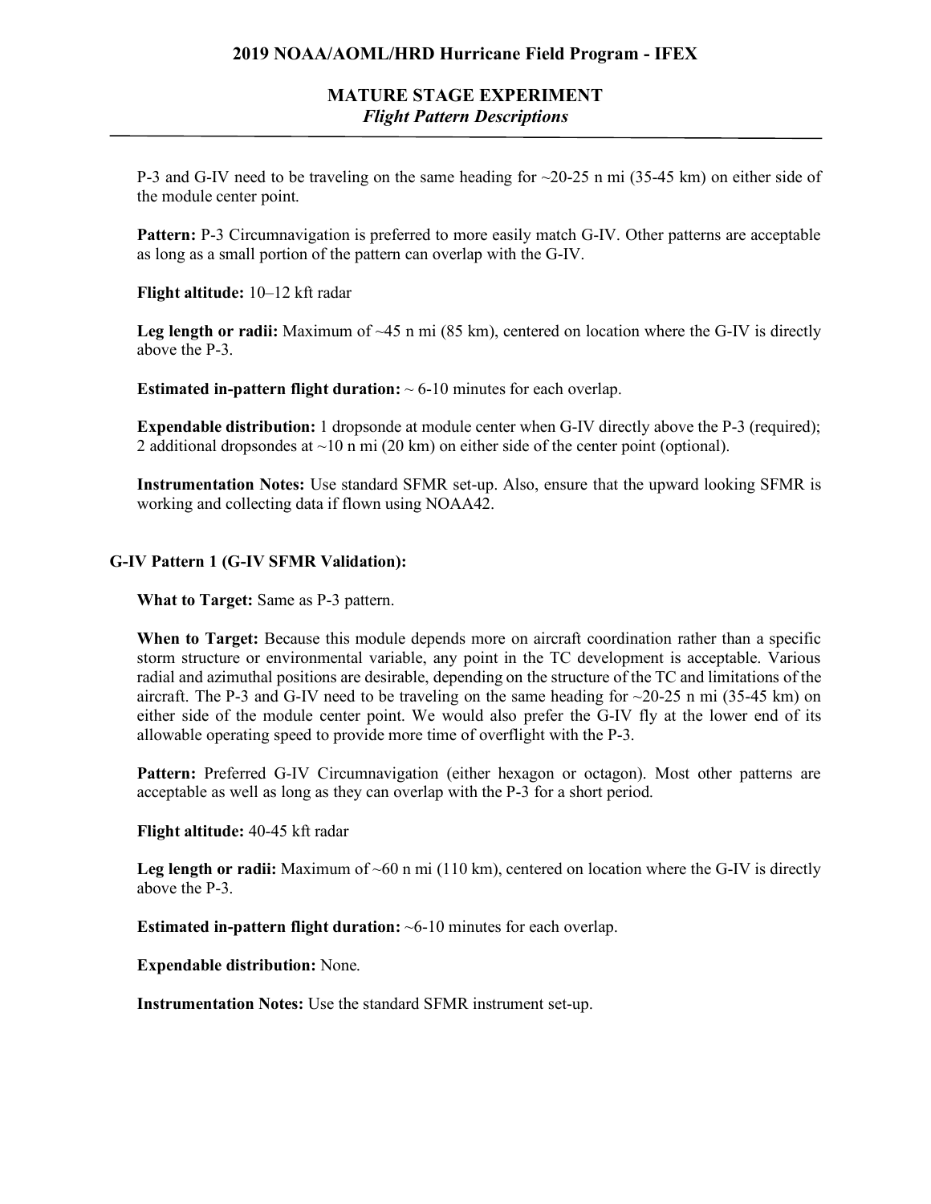P-3 and G-IV need to be traveling on the same heading for ~20-25 n mi (35-45 km) on either side of the module center point.

**Pattern:** P-3 Circumnavigation is preferred to more easily match G-IV. Other patterns are acceptable as long as a small portion of the pattern can overlap with the G-IV.

**Flight altitude:** 10–12 kft radar

**Leg length or radii:** Maximum of ~45 n mi (85 km), centered on location where the G-IV is directly above the P-3.

**Estimated in-pattern flight duration:** ~ 6-10 minutes for each overlap.

**Expendable distribution:** 1 dropsonde at module center when G-IV directly above the P-3 (required); 2 additional dropsondes at ~10 n mi (20 km) on either side of the center point (optional).

**Instrumentation Notes:** Use standard SFMR set-up. Also, ensure that the upward looking SFMR is working and collecting data if flown using NOAA42.

### G-IV Pattern 1 (G-IV SFMR Validation):

**What to Target:** Same as P-3 pattern.

**When to Target:** Because this module depends more on aircraft coordination rather than a specific storm structure or environmental variable, any point in the TC development is acceptable. Various radial and azimuthal positions are desirable, depending on the structure of the TC and limitations of the aircraft. The P-3 and G-IV need to be traveling on the same heading for ~20-25 n mi (35-45 km) on either side of the module center point. We would also prefer the G-IV fly at the lower end of its allowable operating speed to provide more time of overflight with the P-3.

**Pattern:** Preferred G-IV Circumnavigation (either hexagon or octagon). Most other patterns are acceptable as well as long as they can overlap with the P-3 for a short period.

**Flight altitude:** 40-45 kft radar

**Leg length or radii:** Maximum of ~60 n mi (110 km), centered on location where the G-IV is directly above the P-3.

**Estimated in-pattern flight duration:** ~6-10 minutes for each overlap.

**Expendable distribution:** None.

**Instrumentation Notes:** Use the standard SFMR instrument set-up.